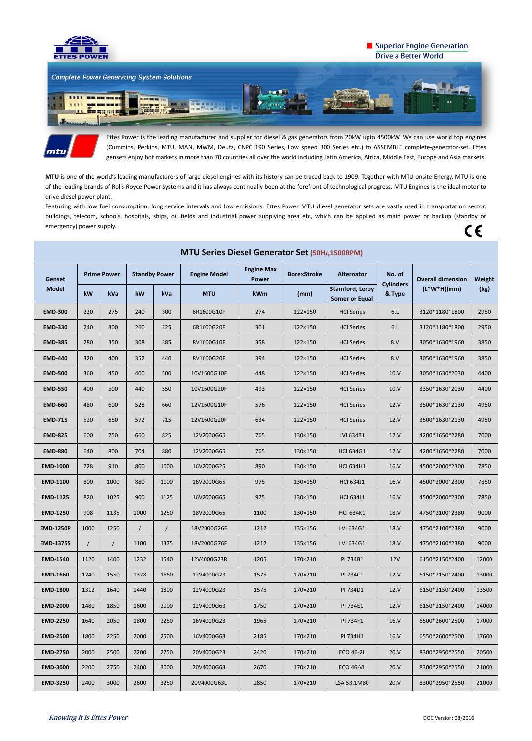ETTES POWER

Superior Engine Generation
Drive a Better World

*Complete Power Generating System Solutions*

Ettes Power is the leading manufacturer and supplier for diesel & gas generators from 20kW upto 4500kW. We can use world top engines (Cummins, Perkins, MTU, MAN, MWM, Deutz, CNPC 190 Series, Low speed 300 Series etc.) to ASSEMBLE complete-generator-set. Ettes gensets enjoy hot markets in more than 70 countries all over the world including Latin America, Africa, Middle East, Europe and Asia markets.

**MTU** is one of the world's leading manufacturers of large diesel engines with its history can be traced back to 1909. Together with MTU onsite Energy, MTU is one of the leading brands of Rolls-Royce Power Systems and it has always continually been at the forefront of technological progress. MTU Engines is the ideal motor to drive diesel power plant.

Featuring with low fuel consumption, long service intervals and low emissions, Ettes Power MTU diesel generator sets are vastly used in transportation sector, buildings, telecom, schools, hospitals, ships, oil fields and industrial power supplying area etc, which can be applied as main power or backup (standby or emergency) power supply.

## MTU Series Diesel Generator Set (50Hz,1500RPM)

| Genset Model | Prime Power | | Standby Power | | Engine Model | Engine Max Power | Bore×Stroke | Alternator | No. of Cylinders & Type | Overall dimension (L*W*H)(mm) | Weight (kg) |
|---|---|---|---|---|---|---|---|---|---|---|---|
| | kW | kVa | kW | kVa | MTU | kWm | (mm) | Stamford, Leroy Somer or Equal | | | |
| **EMD-300** | 220 | 275 | 240 | 300 | 6R1600G10F | 274 | 122×150 | HCI Series | 6.L | 3120*1180*1800 | 2950 |
| **EMD-330** | 240 | 300 | 260 | 325 | 6R1600G20F | 301 | 122×150 | HCI Series | 6.L | 3120*1180*1800 | 2950 |
| **EMD-385** | 280 | 350 | 308 | 385 | 8V1600G10F | 358 | 122×150 | HCI Series | 8.V | 3050*1630*1960 | 3850 |
| **EMD-440** | 320 | 400 | 352 | 440 | 8V1600G20F | 394 | 122×150 | HCI Series | 8.V | 3050*1630*1960 | 3850 |
| **EMD-500** | 360 | 450 | 400 | 500 | 10V1600G10F | 448 | 122×150 | HCI Series | 10.V | 3050*1630*2030 | 4400 |
| **EMD-550** | 400 | 500 | 440 | 550 | 10V1600G20F | 493 | 122×150 | HCI Series | 10.V | 3350*1630*2030 | 4400 |
| **EMD-660** | 480 | 600 | 528 | 660 | 12V1600G10F | 576 | 122×150 | HCI Series | 12.V | 3500*1630*2130 | 4950 |
| **EMD-715** | 520 | 650 | 572 | 715 | 12V1600G20F | 634 | 122×150 | HCI Series | 12.V | 3500*1630*2130 | 4950 |
| **EMD-825** | 600 | 750 | 660 | 825 | 12V2000G65 | 765 | 130×150 | LVI 634B1 | 12.V | 4200*1650*2280 | 7000 |
| **EMD-880** | 640 | 800 | 704 | 880 | 12V2000G65 | 765 | 130×150 | HCI 634G1 | 12.V | 4200*1650*2280 | 7000 |
| **EMD-1000** | 728 | 910 | 800 | 1000 | 16V2000G25 | 890 | 130×150 | HCI 634H1 | 16.V | 4500*2000*2300 | 7850 |
| **EMD-1100** | 800 | 1000 | 880 | 1100 | 16V2000G65 | 975 | 130×150 | HCI 634J1 | 16.V | 4500*2000*2300 | 7850 |
| **EMD-1125** | 820 | 1025 | 900 | 1125 | 16V2000G65 | 975 | 130×150 | HCI 634J1 | 16.V | 4500*2000*2300 | 7850 |
| **EMD-1250** | 908 | 1135 | 1000 | 1250 | 18V2000G65 | 1100 | 130×150 | HCI 634K1 | 18.V | 4750*2100*2380 | 9000 |
| **EMD-1250P** | 1000 | 1250 | / | / | 18V2000G26F | 1212 | 135×156 | LVI 634G1 | 18.V | 4750*2100*2380 | 9000 |
| **EMD-1375S** | / | / | 1100 | 1375 | 18V2000G76F | 1212 | 135×156 | LVI 634G1 | 18.V | 4750*2100*2380 | 9000 |
| **EMD-1540** | 1120 | 1400 | 1232 | 1540 | 12V4000G23R | 1205 | 170×210 | PI 734B1 | 12V | 6150*2150*2400 | 12000 |
| **EMD-1660** | 1240 | 1550 | 1328 | 1660 | 12V4000G23 | 1575 | 170×210 | PI 734C1 | 12.V | 6150*2150*2400 | 13000 |
| **EMD-1800** | 1312 | 1640 | 1440 | 1800 | 12V4000G23 | 1575 | 170×210 | PI 734D1 | 12.V | 6150*2150*2400 | 13500 |
| **EMD-2000** | 1480 | 1850 | 1600 | 2000 | 12V4000G63 | 1750 | 170×210 | PI 734E1 | 12.V | 6150*2150*2400 | 14000 |
| **EMD-2250** | 1640 | 2050 | 1800 | 2250 | 16V4000G23 | 1965 | 170×210 | PI 734F1 | 16.V | 6500*2600*2500 | 17000 |
| **EMD-2500** | 1800 | 2250 | 2000 | 2500 | 16V4000G63 | 2185 | 170×210 | PI 734H1 | 16.V | 6550*2600*2500 | 17600 |
| **EMD-2750** | 2000 | 2500 | 2200 | 2750 | 20V4000G23 | 2420 | 170×210 | ECO 46-2L | 20.V | 8300*2950*2550 | 20500 |
| **EMD-3000** | 2200 | 2750 | 2400 | 3000 | 20V4000G63 | 2670 | 170×210 | ECO 46-VL | 20.V | 8300*2950*2550 | 21000 |
| **EMD-3250** | 2400 | 3000 | 2600 | 3250 | 20V4000G63L | 2850 | 170×210 | LSA 53.1M80 | 20.V | 8300*2950*2550 | 21000 |

*Knowing it is Ettes Power*

DOC Version: 08/2016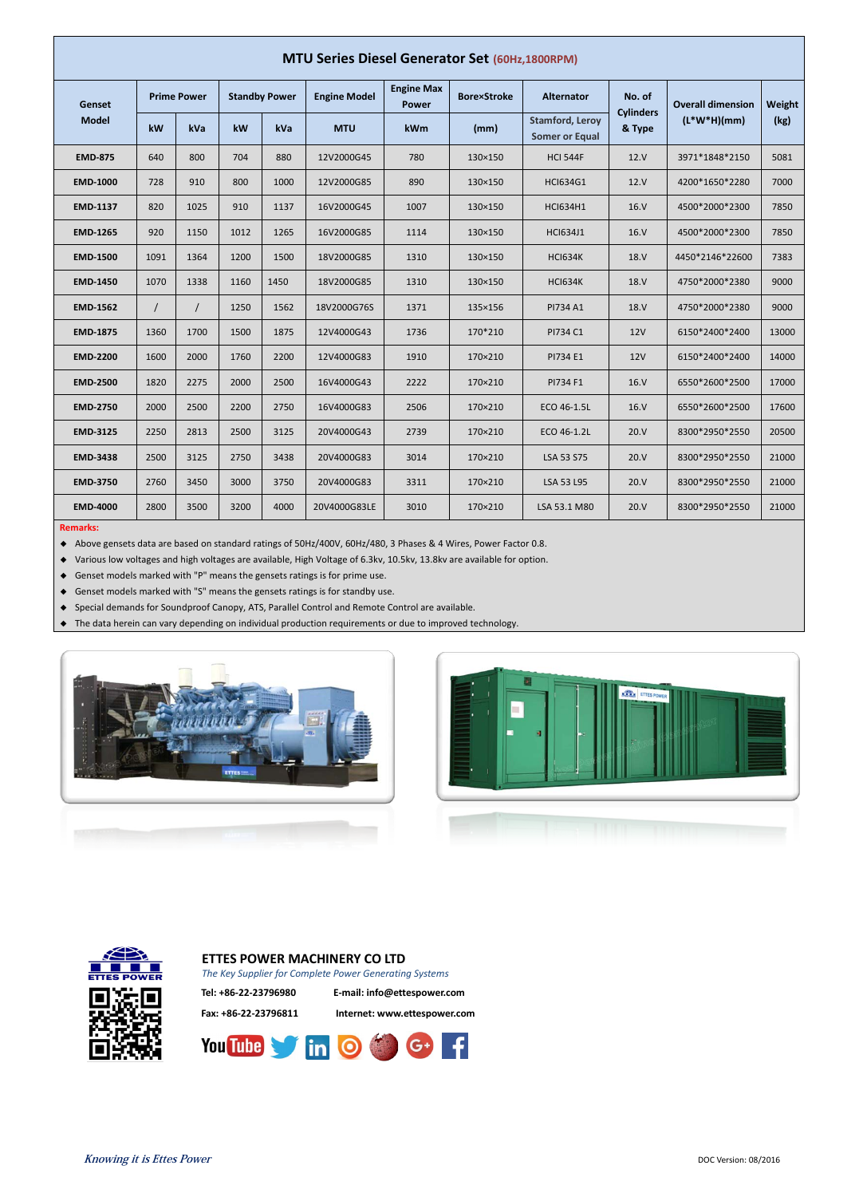## MTU Series Diesel Generator Set (60Hz,1800RPM)

| Genset Model | Prime Power | | Standby Power | | Engine Model | Engine Max Power | Bore×Stroke | Alternator | No. of Cylinders & Type | Overall dimension (L*W*H)(mm) | Weight (kg) |
|---|---|---|---|---|---|---|---|---|---|---|---|
| | kW | kVa | kW | kVa | MTU | kWm | (mm) | Stamford, Leroy Somer or Equal | | | |
| EMD-875 | 640 | 800 | 704 | 880 | 12V2000G45 | 780 | 130×150 | HCI 544F | 12.V | 3971*1848*2150 | 5081 |
| EMD-1000 | 728 | 910 | 800 | 1000 | 12V2000G85 | 890 | 130×150 | HCI634G1 | 12.V | 4200*1650*2280 | 7000 |
| EMD-1137 | 820 | 1025 | 910 | 1137 | 16V2000G45 | 1007 | 130×150 | HCI634H1 | 16.V | 4500*2000*2300 | 7850 |
| EMD-1265 | 920 | 1150 | 1012 | 1265 | 16V2000G85 | 1114 | 130×150 | HCI634J1 | 16.V | 4500*2000*2300 | 7850 |
| EMD-1500 | 1091 | 1364 | 1200 | 1500 | 18V2000G85 | 1310 | 130×150 | HCI634K | 18.V | 4450*2146*22600 | 7383 |
| EMD-1450 | 1070 | 1338 | 1160 | 1450 | 18V2000G85 | 1310 | 130×150 | HCI634K | 18.V | 4750*2000*2380 | 9000 |
| EMD-1562 | / | / | 1250 | 1562 | 18V2000G76S | 1371 | 135×156 | PI734 A1 | 18.V | 4750*2000*2380 | 9000 |
| EMD-1875 | 1360 | 1700 | 1500 | 1875 | 12V4000G43 | 1736 | 170*210 | PI734 C1 | 12V | 6150*2400*2400 | 13000 |
| EMD-2200 | 1600 | 2000 | 1760 | 2200 | 12V4000G83 | 1910 | 170×210 | PI734 E1 | 12V | 6150*2400*2400 | 14000 |
| EMD-2500 | 1820 | 2275 | 2000 | 2500 | 16V4000G43 | 2222 | 170×210 | PI734 F1 | 16.V | 6550*2600*2500 | 17000 |
| EMD-2750 | 2000 | 2500 | 2200 | 2750 | 16V4000G83 | 2506 | 170×210 | ECO 46-1.5L | 16.V | 6550*2600*2500 | 17600 |
| EMD-3125 | 2250 | 2813 | 2500 | 3125 | 20V4000G43 | 2739 | 170×210 | ECO 46-1.2L | 20.V | 8300*2950*2550 | 20500 |
| EMD-3438 | 2500 | 3125 | 2750 | 3438 | 20V4000G83 | 3014 | 170×210 | LSA 53 S75 | 20.V | 8300*2950*2550 | 21000 |
| EMD-3750 | 2760 | 3450 | 3000 | 3750 | 20V4000G83 | 3311 | 170×210 | LSA 53 L95 | 20.V | 8300*2950*2550 | 21000 |
| EMD-4000 | 2800 | 3500 | 3200 | 4000 | 20V4000G83LE | 3010 | 170×210 | LSA 53.1 M80 | 20.V | 8300*2950*2550 | 21000 |

**Remarks:**

- Above gensets data are based on standard ratings of 50Hz/400V, 60Hz/480, 3 Phases & 4 Wires, Power Factor 0.8.
- Various low voltages and high voltages are available, High Voltage of 6.3kv, 10.5kv, 13.8kv are available for option.
- Genset models marked with "P" means the gensets ratings is for prime use.
- Genset models marked with "S" means the gensets ratings is for standby use.
- Special demands for Soundproof Canopy, ATS, Parallel Control and Remote Control are available.
- The data herein can vary depending on individual production requirements or due to improved technology.

ETTES POWER

**ETTES POWER MACHINERY CO LTD**

*The Key Supplier for Complete Power Generating Systems*

**Tel: +86-22-23796980** **E-mail: info@ettespower.com**

**Fax: +86-22-23796811** **Internet: www.ettespower.com**

*Knowing it is Ettes Power*

DOC Version: 08/2016